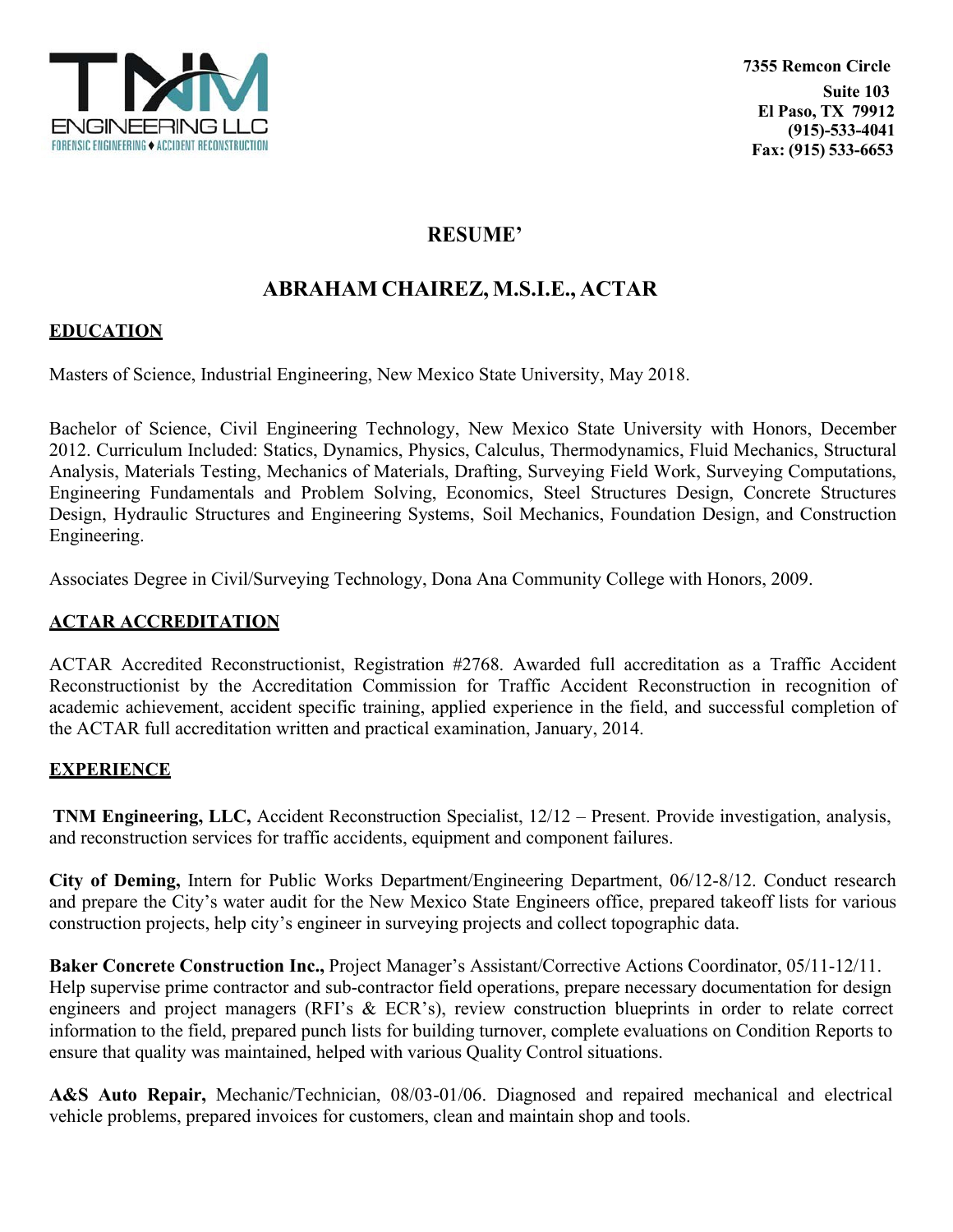TNM ENGINEERING LLC
FORENSIC ENGINEERING ♦ ACCIDENT RECONSTRUCTION

**7355 Remcon Circle**
**Suite 103**
**El Paso, TX 79912**
**(915)-533-4041**
**Fax: (915) 533-6653**

# RESUME'

# ABRAHAM CHAIREZ, M.S.I.E., ACTAR

## EDUCATION

Masters of Science, Industrial Engineering, New Mexico State University, May 2018.

Bachelor of Science, Civil Engineering Technology, New Mexico State University with Honors, December 2012. Curriculum Included: Statics, Dynamics, Physics, Calculus, Thermodynamics, Fluid Mechanics, Structural Analysis, Materials Testing, Mechanics of Materials, Drafting, Surveying Field Work, Surveying Computations, Engineering Fundamentals and Problem Solving, Economics, Steel Structures Design, Concrete Structures Design, Hydraulic Structures and Engineering Systems, Soil Mechanics, Foundation Design, and Construction Engineering.

Associates Degree in Civil/Surveying Technology, Dona Ana Community College with Honors, 2009.

## ACTAR ACCREDITATION

ACTAR Accredited Reconstructionist, Registration #2768. Awarded full accreditation as a Traffic Accident Reconstructionist by the Accreditation Commission for Traffic Accident Reconstruction in recognition of academic achievement, accident specific training, applied experience in the field, and successful completion of the ACTAR full accreditation written and practical examination, January, 2014.

## EXPERIENCE

**TNM Engineering, LLC,** Accident Reconstruction Specialist, 12/12 – Present. Provide investigation, analysis, and reconstruction services for traffic accidents, equipment and component failures.

**City of Deming,** Intern for Public Works Department/Engineering Department, 06/12-8/12. Conduct research and prepare the City's water audit for the New Mexico State Engineers office, prepared takeoff lists for various construction projects, help city's engineer in surveying projects and collect topographic data.

**Baker Concrete Construction Inc.,** Project Manager's Assistant/Corrective Actions Coordinator, 05/11-12/11. Help supervise prime contractor and sub-contractor field operations, prepare necessary documentation for design engineers and project managers (RFI's & ECR's), review construction blueprints in order to relate correct information to the field, prepared punch lists for building turnover, complete evaluations on Condition Reports to ensure that quality was maintained, helped with various Quality Control situations.

**A&S Auto Repair,** Mechanic/Technician, 08/03-01/06. Diagnosed and repaired mechanical and electrical vehicle problems, prepared invoices for customers, clean and maintain shop and tools.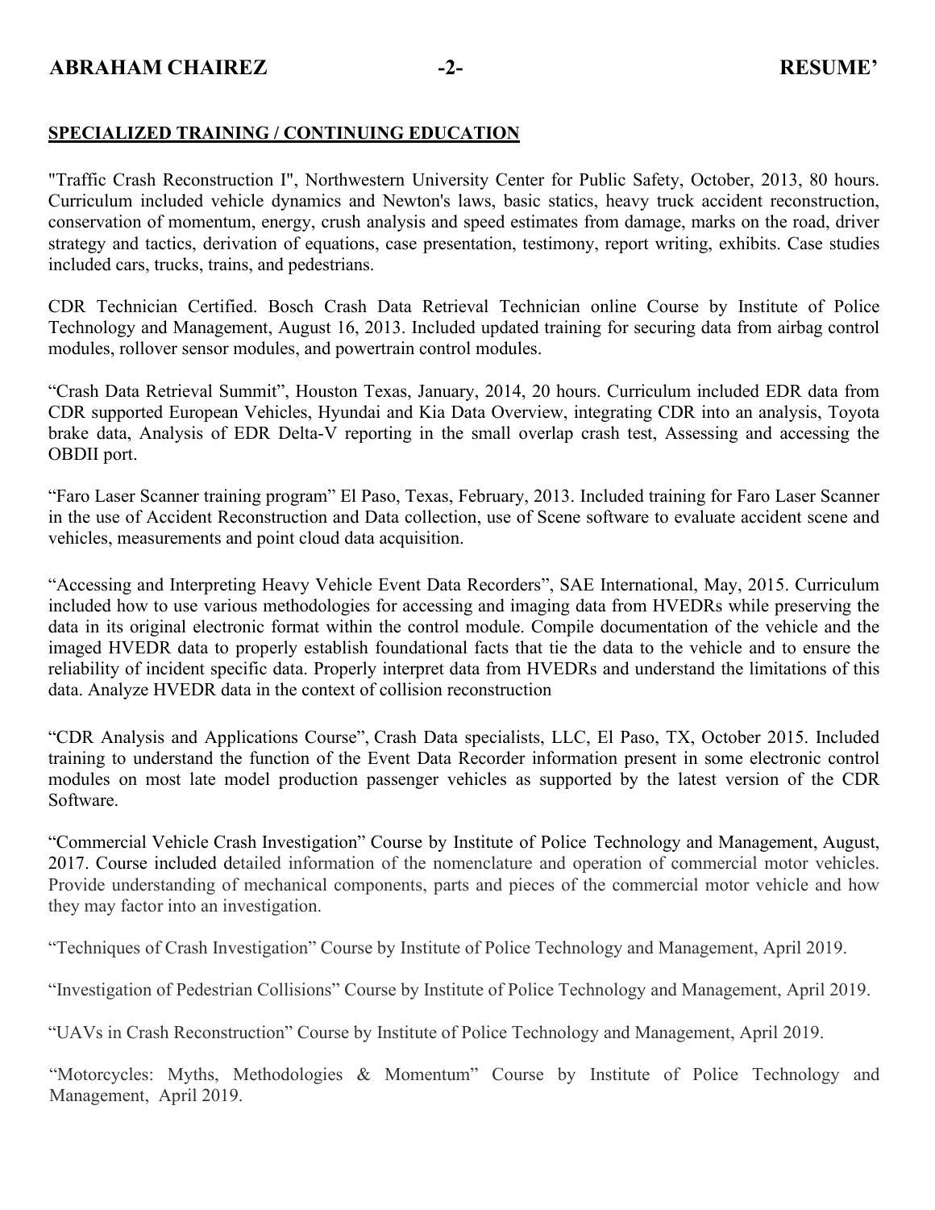## SPECIALIZED TRAINING / CONTINUING EDUCATION

"Traffic Crash Reconstruction I", Northwestern University Center for Public Safety, October, 2013, 80 hours. Curriculum included vehicle dynamics and Newton's laws, basic statics, heavy truck accident reconstruction, conservation of momentum, energy, crush analysis and speed estimates from damage, marks on the road, driver strategy and tactics, derivation of equations, case presentation, testimony, report writing, exhibits. Case studies included cars, trucks, trains, and pedestrians.

CDR Technician Certified. Bosch Crash Data Retrieval Technician online Course by Institute of Police Technology and Management, August 16, 2013. Included updated training for securing data from airbag control modules, rollover sensor modules, and powertrain control modules.

"Crash Data Retrieval Summit", Houston Texas, January, 2014, 20 hours. Curriculum included EDR data from CDR supported European Vehicles, Hyundai and Kia Data Overview, integrating CDR into an analysis, Toyota brake data, Analysis of EDR Delta-V reporting in the small overlap crash test, Assessing and accessing the OBDII port.

"Faro Laser Scanner training program" El Paso, Texas, February, 2013. Included training for Faro Laser Scanner in the use of Accident Reconstruction and Data collection, use of Scene software to evaluate accident scene and vehicles, measurements and point cloud data acquisition.

"Accessing and Interpreting Heavy Vehicle Event Data Recorders", SAE International, May, 2015. Curriculum included how to use various methodologies for accessing and imaging data from HVEDRs while preserving the data in its original electronic format within the control module. Compile documentation of the vehicle and the imaged HVEDR data to properly establish foundational facts that tie the data to the vehicle and to ensure the reliability of incident specific data. Properly interpret data from HVEDRs and understand the limitations of this data. Analyze HVEDR data in the context of collision reconstruction

"CDR Analysis and Applications Course", Crash Data specialists, LLC, El Paso, TX, October 2015. Included training to understand the function of the Event Data Recorder information present in some electronic control modules on most late model production passenger vehicles as supported by the latest version of the CDR Software.

"Commercial Vehicle Crash Investigation" Course by Institute of Police Technology and Management, August, 2017. Course included detailed information of the nomenclature and operation of commercial motor vehicles. Provide understanding of mechanical components, parts and pieces of the commercial motor vehicle and how they may factor into an investigation.

"Techniques of Crash Investigation" Course by Institute of Police Technology and Management, April 2019.

"Investigation of Pedestrian Collisions" Course by Institute of Police Technology and Management, April 2019.

"UAVs in Crash Reconstruction" Course by Institute of Police Technology and Management, April 2019.

"Motorcycles: Myths, Methodologies & Momentum" Course by Institute of Police Technology and Management, April 2019.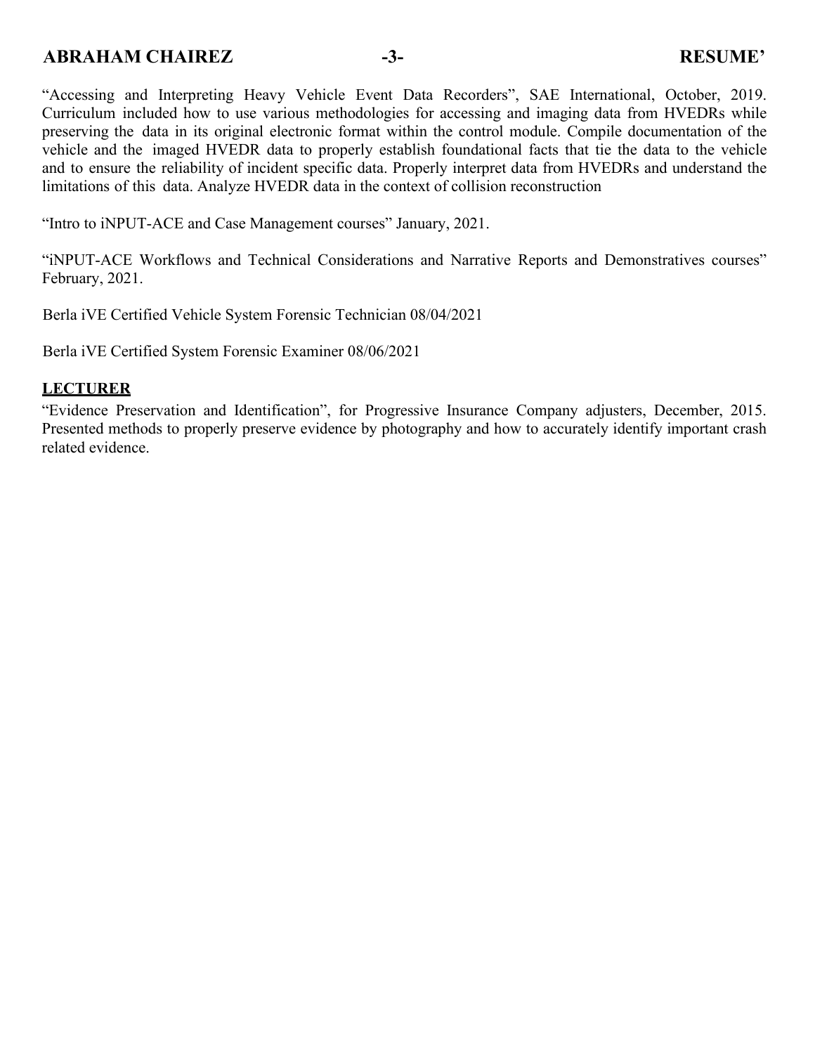"Accessing and Interpreting Heavy Vehicle Event Data Recorders", SAE International, October, 2019. Curriculum included how to use various methodologies for accessing and imaging data from HVEDRs while preserving the data in its original electronic format within the control module. Compile documentation of the vehicle and the imaged HVEDR data to properly establish foundational facts that tie the data to the vehicle and to ensure the reliability of incident specific data. Properly interpret data from HVEDRs and understand the limitations of this data. Analyze HVEDR data in the context of collision reconstruction

"Intro to iNPUT-ACE and Case Management courses" January, 2021.

"iNPUT-ACE Workflows and Technical Considerations and Narrative Reports and Demonstratives courses" February, 2021.

Berla iVE Certified Vehicle System Forensic Technician 08/04/2021

Berla iVE Certified System Forensic Examiner 08/06/2021

## LECTURER

"Evidence Preservation and Identification", for Progressive Insurance Company adjusters, December, 2015. Presented methods to properly preserve evidence by photography and how to accurately identify important crash related evidence.